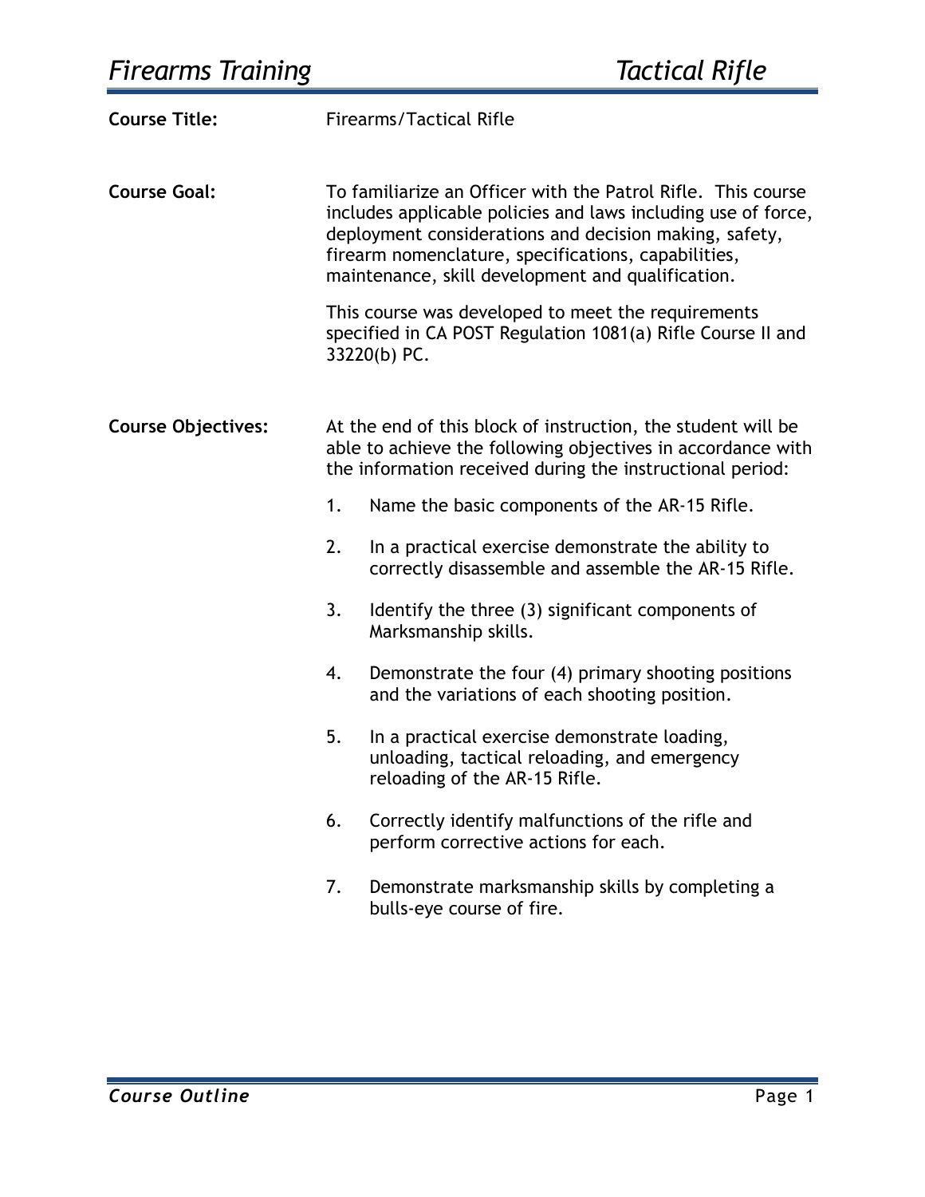**Course Title:** Firearms/Tactical Rifle

**Course Goal:** To familiarize an Officer with the Patrol Rifle. This course includes applicable policies and laws including use of force, deployment considerations and decision making, safety, firearm nomenclature, specifications, capabilities, maintenance, skill development and qualification.

This course was developed to meet the requirements specified in CA POST Regulation 1081(a) Rifle Course II and 33220(b) PC.

**Course Objectives:** At the end of this block of instruction, the student will be able to achieve the following objectives in accordance with the information received during the instructional period:

1. Name the basic components of the AR-15 Rifle.
2. In a practical exercise demonstrate the ability to correctly disassemble and assemble the AR-15 Rifle.
3. Identify the three (3) significant components of Marksmanship skills.
4. Demonstrate the four (4) primary shooting positions and the variations of each shooting position.
5. In a practical exercise demonstrate loading, unloading, tactical reloading, and emergency reloading of the AR-15 Rifle.
6. Correctly identify malfunctions of the rifle and perform corrective actions for each.
7. Demonstrate marksmanship skills by completing a bulls-eye course of fire.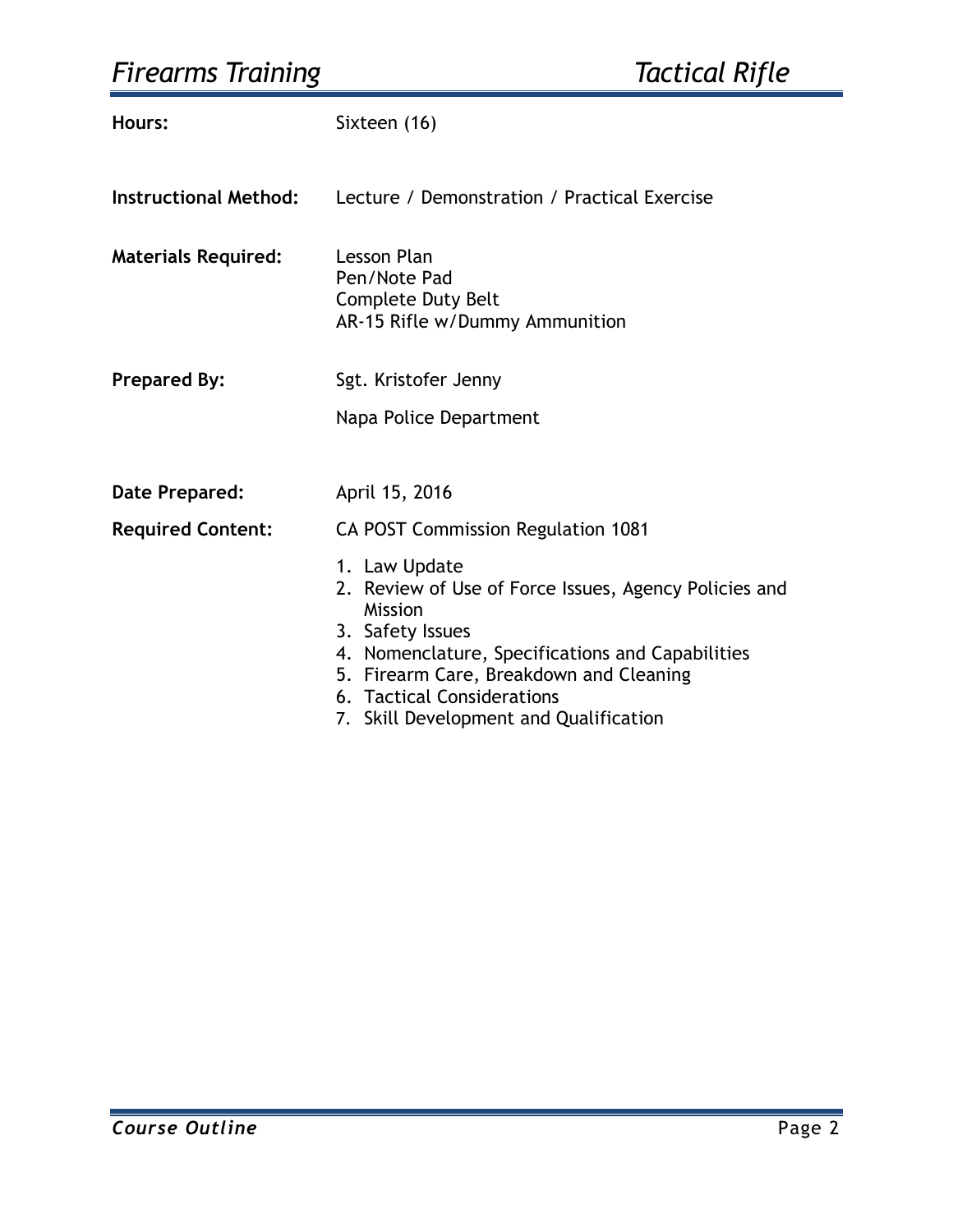| | |
|---|---|
| **Hours:** | Sixteen (16) |
| **Instructional Method:** | Lecture / Demonstration / Practical Exercise |
| **Materials Required:** | Lesson Plan<br>Pen/Note Pad<br>Complete Duty Belt<br>AR-15 Rifle w/Dummy Ammunition |
| **Prepared By:** | Sgt. Kristofer Jenny<br>Napa Police Department |
| **Date Prepared:** | April 15, 2016 |
| **Required Content:** | CA POST Commission Regulation 1081 |

1. Law Update
2. Review of Use of Force Issues, Agency Policies and Mission
3. Safety Issues
4. Nomenclature, Specifications and Capabilities
5. Firearm Care, Breakdown and Cleaning
6. Tactical Considerations
7. Skill Development and Qualification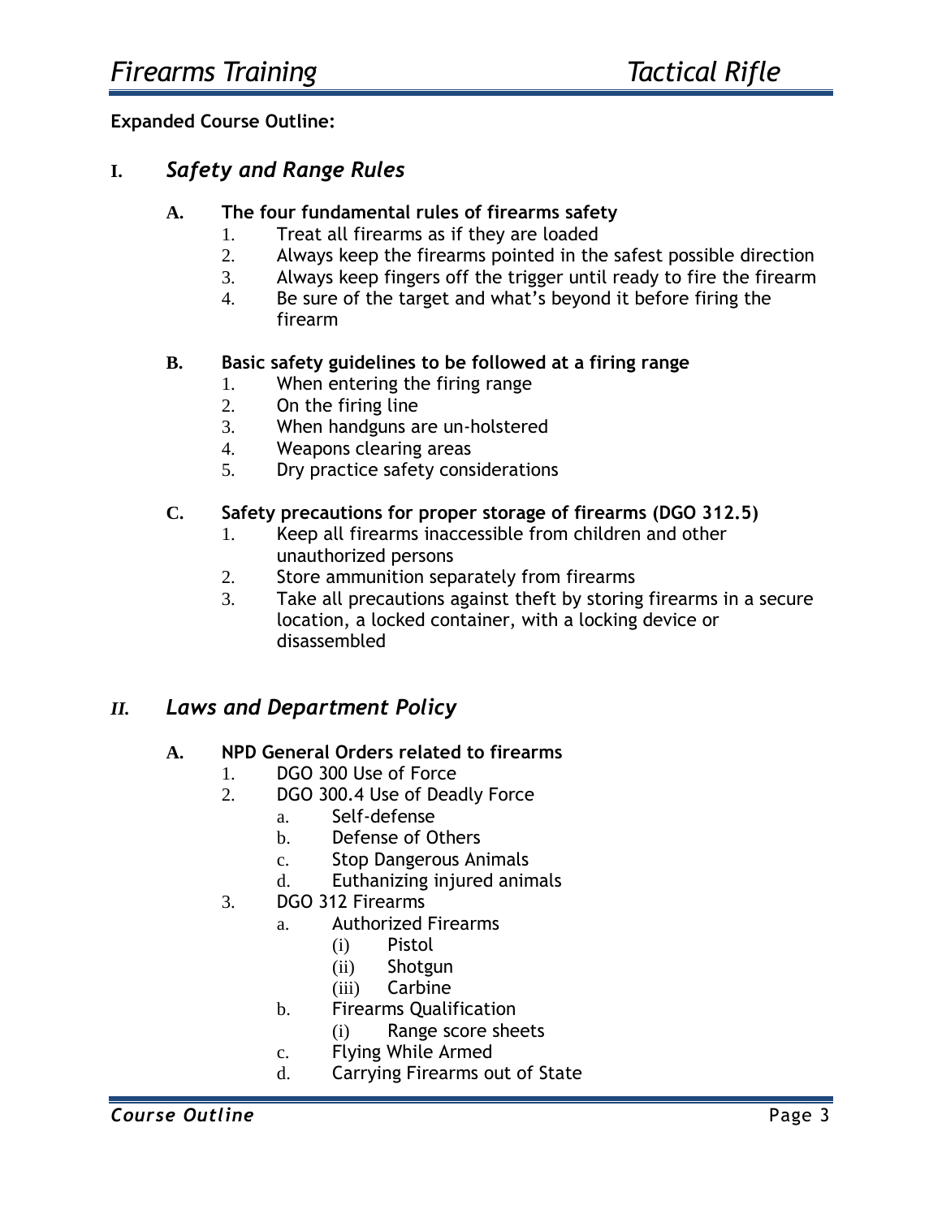**Expanded Course Outline:**

## I. *Safety and Range Rules*

### A. The four fundamental rules of firearms safety

1. Treat all firearms as if they are loaded
2. Always keep the firearms pointed in the safest possible direction
3. Always keep fingers off the trigger until ready to fire the firearm
4. Be sure of the target and what's beyond it before firing the firearm

### B. Basic safety guidelines to be followed at a firing range

1. When entering the firing range
2. On the firing line
3. When handguns are un-holstered
4. Weapons clearing areas
5. Dry practice safety considerations

### C. Safety precautions for proper storage of firearms (DGO 312.5)

1. Keep all firearms inaccessible from children and other unauthorized persons
2. Store ammunition separately from firearms
3. Take all precautions against theft by storing firearms in a secure location, a locked container, with a locking device or disassembled

## II. *Laws and Department Policy*

### A. NPD General Orders related to firearms

1. DGO 300 Use of Force
2. DGO 300.4 Use of Deadly Force
   a. Self-defense
   b. Defense of Others
   c. Stop Dangerous Animals
   d. Euthanizing injured animals
3. DGO 312 Firearms
   a. Authorized Firearms
      (i) Pistol
      (ii) Shotgun
      (iii) Carbine
   b. Firearms Qualification
      (i) Range score sheets
   c. Flying While Armed
   d. Carrying Firearms out of State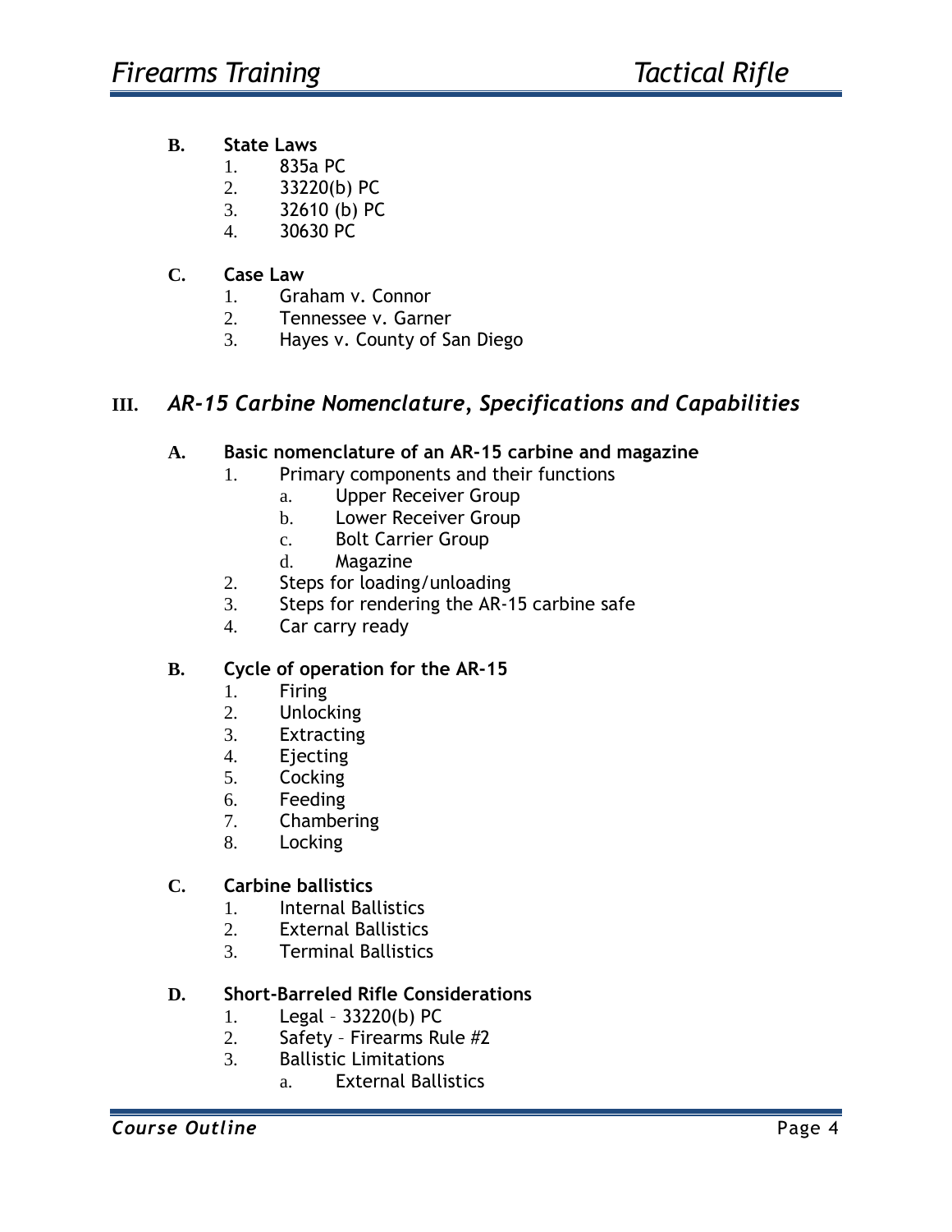**B. State Laws**

1. 835a PC
2. 33220(b) PC
3. 32610 (b) PC
4. 30630 PC

**C. Case Law**

1. Graham v. Connor
2. Tennessee v. Garner
3. Hayes v. County of San Diego

## III. *AR-15 Carbine Nomenclature, Specifications and Capabilities*

**A. Basic nomenclature of an AR-15 carbine and magazine**

1. Primary components and their functions
   a. Upper Receiver Group
   b. Lower Receiver Group
   c. Bolt Carrier Group
   d. Magazine
2. Steps for loading/unloading
3. Steps for rendering the AR-15 carbine safe
4. Car carry ready

**B. Cycle of operation for the AR-15**

1. Firing
2. Unlocking
3. Extracting
4. Ejecting
5. Cocking
6. Feeding
7. Chambering
8. Locking

**C. Carbine ballistics**

1. Internal Ballistics
2. External Ballistics
3. Terminal Ballistics

**D. Short-Barreled Rifle Considerations**

1. Legal – 33220(b) PC
2. Safety – Firearms Rule #2
3. Ballistic Limitations
   a. External Ballistics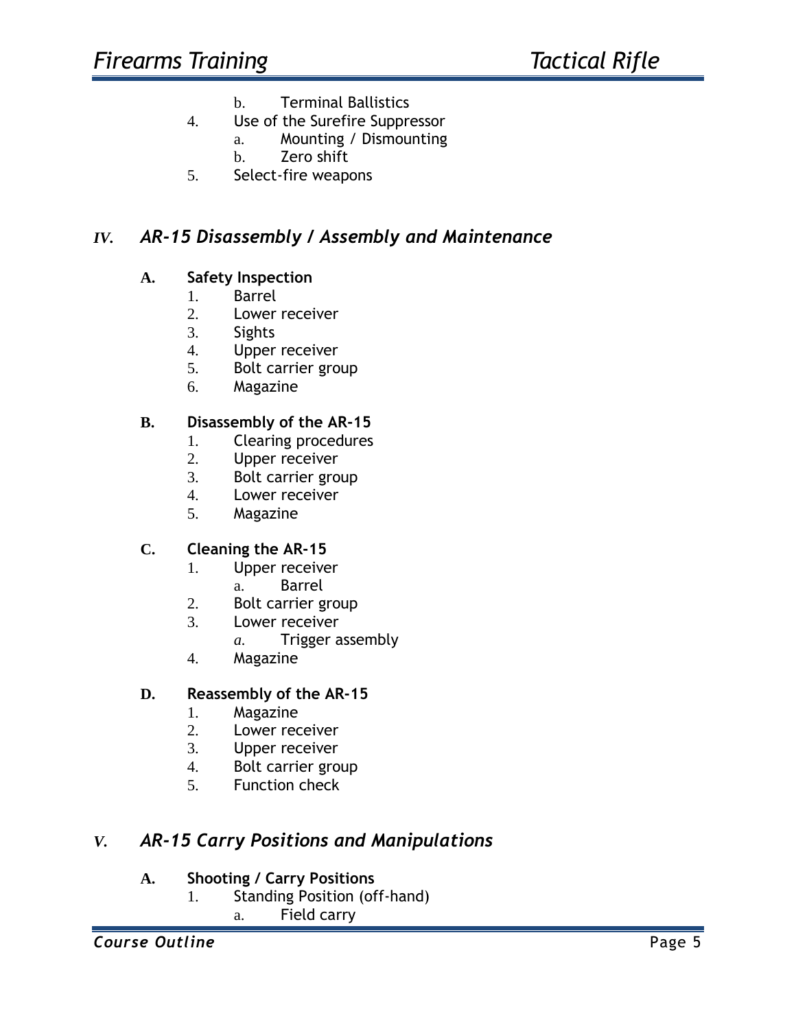b. Terminal Ballistics

4. Use of the Surefire Suppressor
    a. Mounting / Dismounting
    b. Zero shift
5. Select-fire weapons

## *IV. AR-15 Disassembly / Assembly and Maintenance*

### A. Safety Inspection

1. Barrel
2. Lower receiver
3. Sights
4. Upper receiver
5. Bolt carrier group
6. Magazine

### B. Disassembly of the AR-15

1. Clearing procedures
2. Upper receiver
3. Bolt carrier group
4. Lower receiver
5. Magazine

### C. Cleaning the AR-15

1. Upper receiver
    a. Barrel
2. Bolt carrier group
3. Lower receiver
    a. Trigger assembly
4. Magazine

### D. Reassembly of the AR-15

1. Magazine
2. Lower receiver
3. Upper receiver
4. Bolt carrier group
5. Function check

## *V. AR-15 Carry Positions and Manipulations*

### A. Shooting / Carry Positions

1. Standing Position (off-hand)
    a. Field carry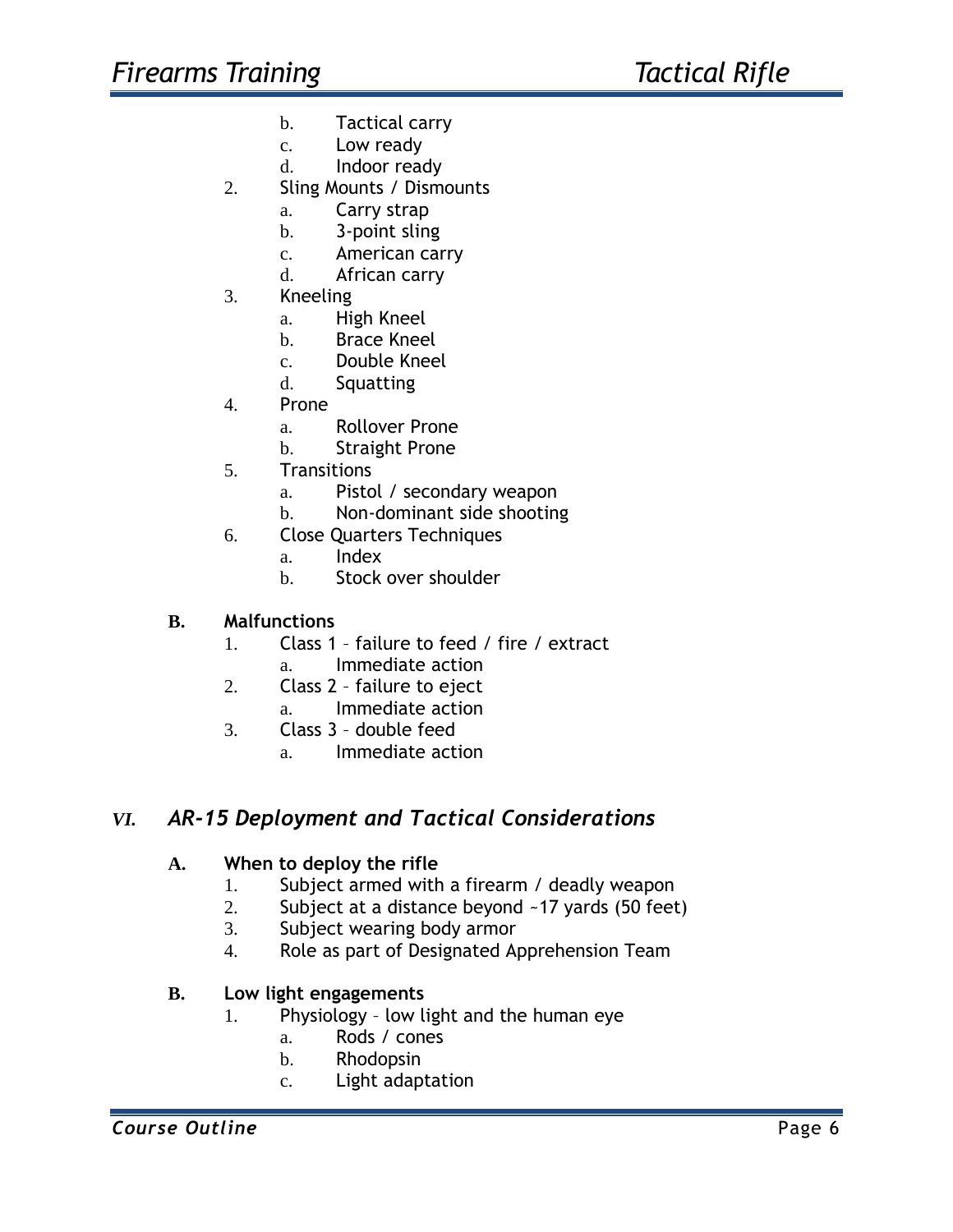b. Tactical carry
   c. Low ready
   d. Indoor ready
2. Sling Mounts / Dismounts
   a. Carry strap
   b. 3-point sling
   c. American carry
   d. African carry
3. Kneeling
   a. High Kneel
   b. Brace Kneel
   c. Double Kneel
   d. Squatting
4. Prone
   a. Rollover Prone
   b. Straight Prone
5. Transitions
   a. Pistol / secondary weapon
   b. Non-dominant side shooting
6. Close Quarters Techniques
   a. Index
   b. Stock over shoulder

**B. Malfunctions**

1. Class 1 – failure to feed / fire / extract
   a. Immediate action
2. Class 2 – failure to eject
   a. Immediate action
3. Class 3 – double feed
   a. Immediate action

## *VI. AR-15 Deployment and Tactical Considerations*

**A. When to deploy the rifle**

1. Subject armed with a firearm / deadly weapon
2. Subject at a distance beyond ~17 yards (50 feet)
3. Subject wearing body armor
4. Role as part of Designated Apprehension Team

**B. Low light engagements**

1. Physiology – low light and the human eye
   a. Rods / cones
   b. Rhodopsin
   c. Light adaptation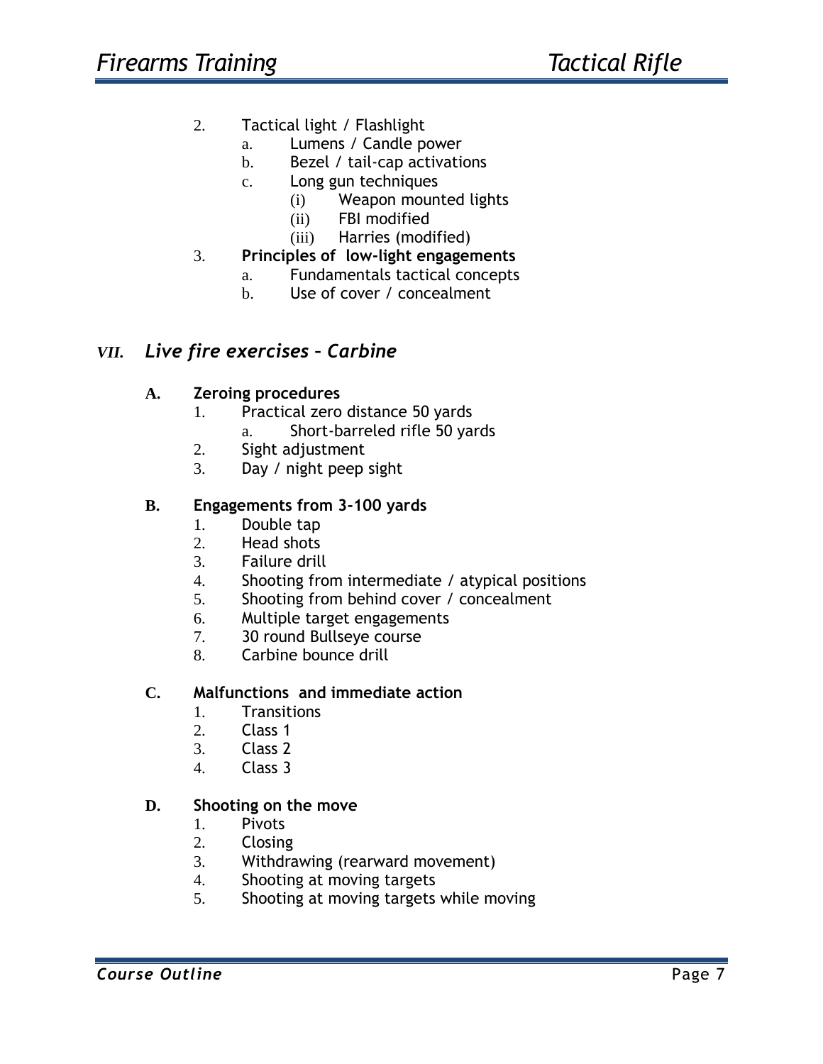2. Tactical light / Flashlight
    a. Lumens / Candle power
    b. Bezel / tail-cap activations
    c. Long gun techniques
        (i) Weapon mounted lights
        (ii) FBI modified
        (iii) Harries (modified)
3. **Principles of low-light engagements**
    a. Fundamentals tactical concepts
    b. Use of cover / concealment

## *VII. Live fire exercises – Carbine*

### A. Zeroing procedures

1. Practical zero distance 50 yards
    a. Short-barreled rifle 50 yards
2. Sight adjustment
3. Day / night peep sight

### B. Engagements from 3-100 yards

1. Double tap
2. Head shots
3. Failure drill
4. Shooting from intermediate / atypical positions
5. Shooting from behind cover / concealment
6. Multiple target engagements
7. 30 round Bullseye course
8. Carbine bounce drill

### C. Malfunctions and immediate action

1. Transitions
2. Class 1
3. Class 2
4. Class 3

### D. Shooting on the move

1. Pivots
2. Closing
3. Withdrawing (rearward movement)
4. Shooting at moving targets
5. Shooting at moving targets while moving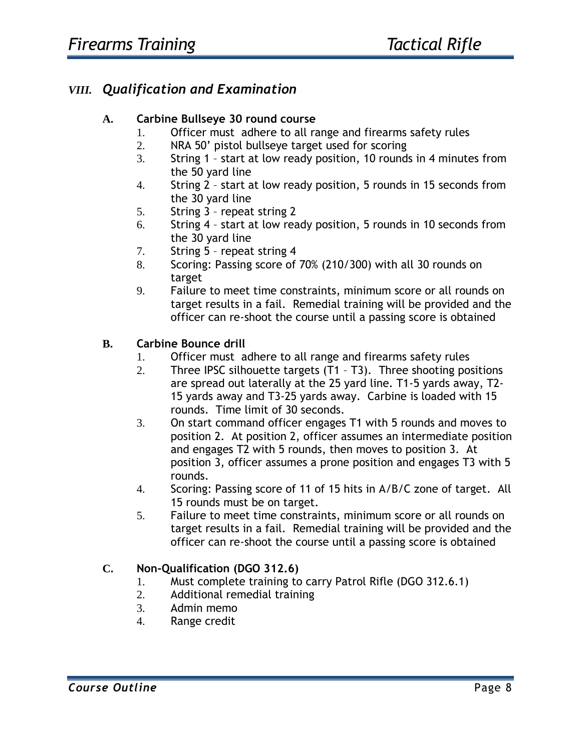## VIII. Qualification and Examination

### A. Carbine Bullseye 30 round course

1. Officer must adhere to all range and firearms safety rules
2. NRA 50’ pistol bullseye target used for scoring
3. String 1 – start at low ready position, 10 rounds in 4 minutes from the 50 yard line
4. String 2 – start at low ready position, 5 rounds in 15 seconds from the 30 yard line
5. String 3 – repeat string 2
6. String 4 – start at low ready position, 5 rounds in 10 seconds from the 30 yard line
7. String 5 – repeat string 4
8. Scoring: Passing score of 70% (210/300) with all 30 rounds on target
9. Failure to meet time constraints, minimum score or all rounds on target results in a fail. Remedial training will be provided and the officer can re-shoot the course until a passing score is obtained

### B. Carbine Bounce drill

1. Officer must adhere to all range and firearms safety rules
2. Three IPSC silhouette targets (T1 – T3). Three shooting positions are spread out laterally at the 25 yard line. T1-5 yards away, T2-15 yards away and T3-25 yards away. Carbine is loaded with 15 rounds. Time limit of 30 seconds.
3. On start command officer engages T1 with 5 rounds and moves to position 2. At position 2, officer assumes an intermediate position and engages T2 with 5 rounds, then moves to position 3. At position 3, officer assumes a prone position and engages T3 with 5 rounds.
4. Scoring: Passing score of 11 of 15 hits in A/B/C zone of target. All 15 rounds must be on target.
5. Failure to meet time constraints, minimum score or all rounds on target results in a fail. Remedial training will be provided and the officer can re-shoot the course until a passing score is obtained

### C. Non-Qualification (DGO 312.6)

1. Must complete training to carry Patrol Rifle (DGO 312.6.1)
2. Additional remedial training
3. Admin memo
4. Range credit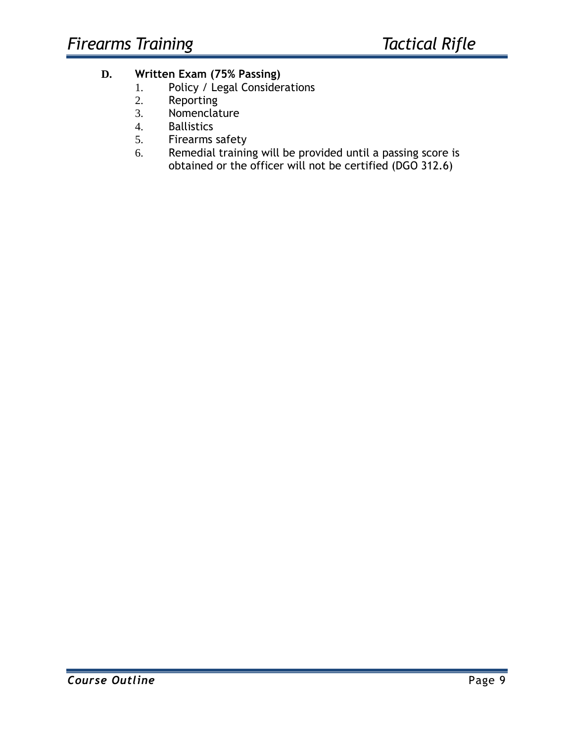**D. Written Exam (75% Passing)**

1. Policy / Legal Considerations
2. Reporting
3. Nomenclature
4. Ballistics
5. Firearms safety
6. Remedial training will be provided until a passing score is obtained or the officer will not be certified (DGO 312.6)